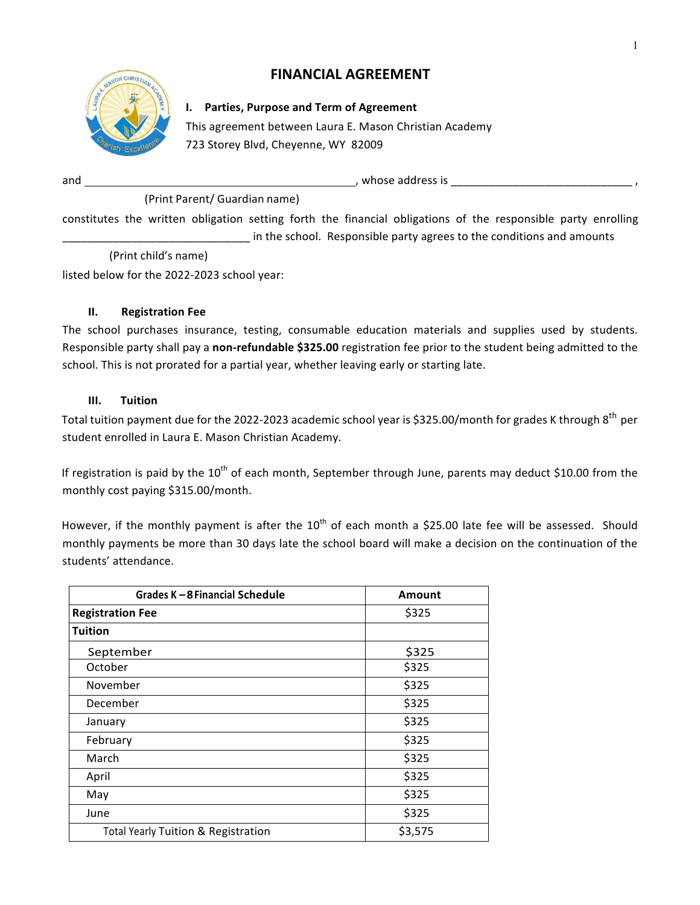# FINANCIAL AGREEMENT

## I. Parties, Purpose and Term of Agreement

This agreement between Laura E. Mason Christian Academy
723 Storey Blvd, Cheyenne, WY 82009

and ______________________________________________, whose address is _____________________________ ,
(Print Parent/ Guardian name)

constitutes the written obligation setting forth the financial obligations of the responsible party enrolling _____________________________ in the school. Responsible party agrees to the conditions and amounts
(Print child's name)

listed below for the 2022-2023 school year:

## II. Registration Fee

The school purchases insurance, testing, consumable education materials and supplies used by students. Responsible party shall pay a **non-refundable $325.00** registration fee prior to the student being admitted to the school. This is not prorated for a partial year, whether leaving early or starting late.

## III. Tuition

Total tuition payment due for the 2022-2023 academic school year is $325.00/month for grades K through 8th per student enrolled in Laura E. Mason Christian Academy.

If registration is paid by the 10th of each month, September through June, parents may deduct $10.00 from the monthly cost paying $315.00/month.

However, if the monthly payment is after the 10th of each month a $25.00 late fee will be assessed. Should monthly payments be more than 30 days late the school board will make a decision on the continuation of the students' attendance.

| Grades K – 8 Financial Schedule | Amount |
|---|---|
| **Registration Fee** | $325 |
| **Tuition** | |
| September | $325 |
| October | $325 |
| November | $325 |
| December | $325 |
| January | $325 |
| February | $325 |
| March | $325 |
| April | $325 |
| May | $325 |
| June | $325 |
| Total Yearly Tuition & Registration | $3,575 |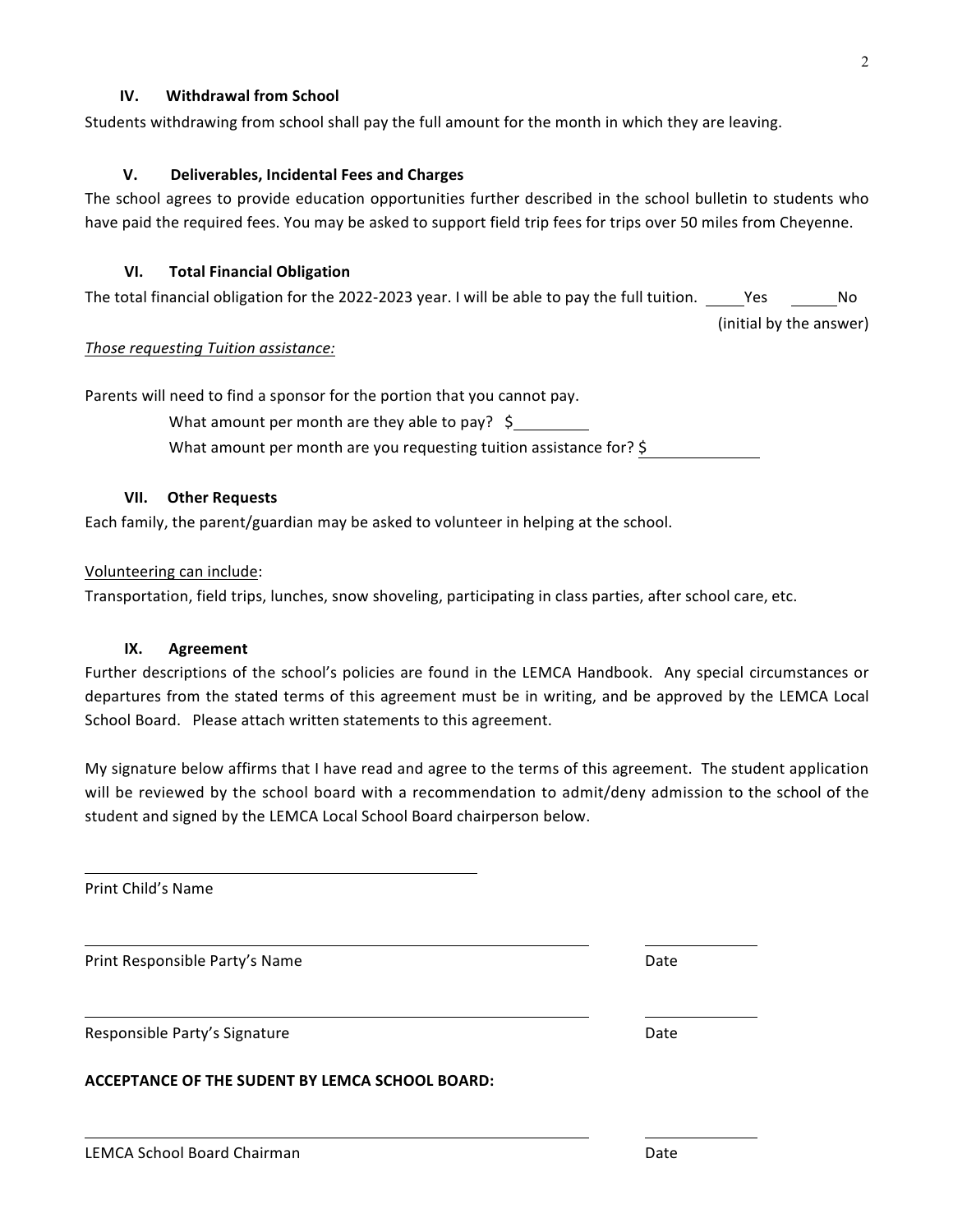### IV. Withdrawal from School

Students withdrawing from school shall pay the full amount for the month in which they are leaving.

### V. Deliverables, Incidental Fees and Charges

The school agrees to provide education opportunities further described in the school bulletin to students who have paid the required fees. You may be asked to support field trip fees for trips over 50 miles from Cheyenne.

### VI. Total Financial Obligation

The total financial obligation for the 2022-2023 year. I will be able to pay the full tuition. ____Yes ____No
(initial by the answer)

*Those requesting Tuition assistance:*

Parents will need to find a sponsor for the portion that you cannot pay.

What amount per month are they able to pay? $________

What amount per month are you requesting tuition assistance for? $____________

### VII. Other Requests

Each family, the parent/guardian may be asked to volunteer in helping at the school.

Volunteering can include:
Transportation, field trips, lunches, snow shoveling, participating in class parties, after school care, etc.

### IX. Agreement

Further descriptions of the school's policies are found in the LEMCA Handbook. Any special circumstances or departures from the stated terms of this agreement must be in writing, and be approved by the LEMCA Local School Board. Please attach written statements to this agreement.

My signature below affirms that I have read and agree to the terms of this agreement. The student application will be reviewed by the school board with a recommendation to admit/deny admission to the school of the student and signed by the LEMCA Local School Board chairperson below.

______________________________________
Print Child's Name

______________________________________ ____________
Print Responsible Party's Name Date

______________________________________ ____________
Responsible Party's Signature Date

**ACCEPTANCE OF THE SUDENT BY LEMCA SCHOOL BOARD:**

______________________________________ ____________
LEMCA School Board Chairman Date